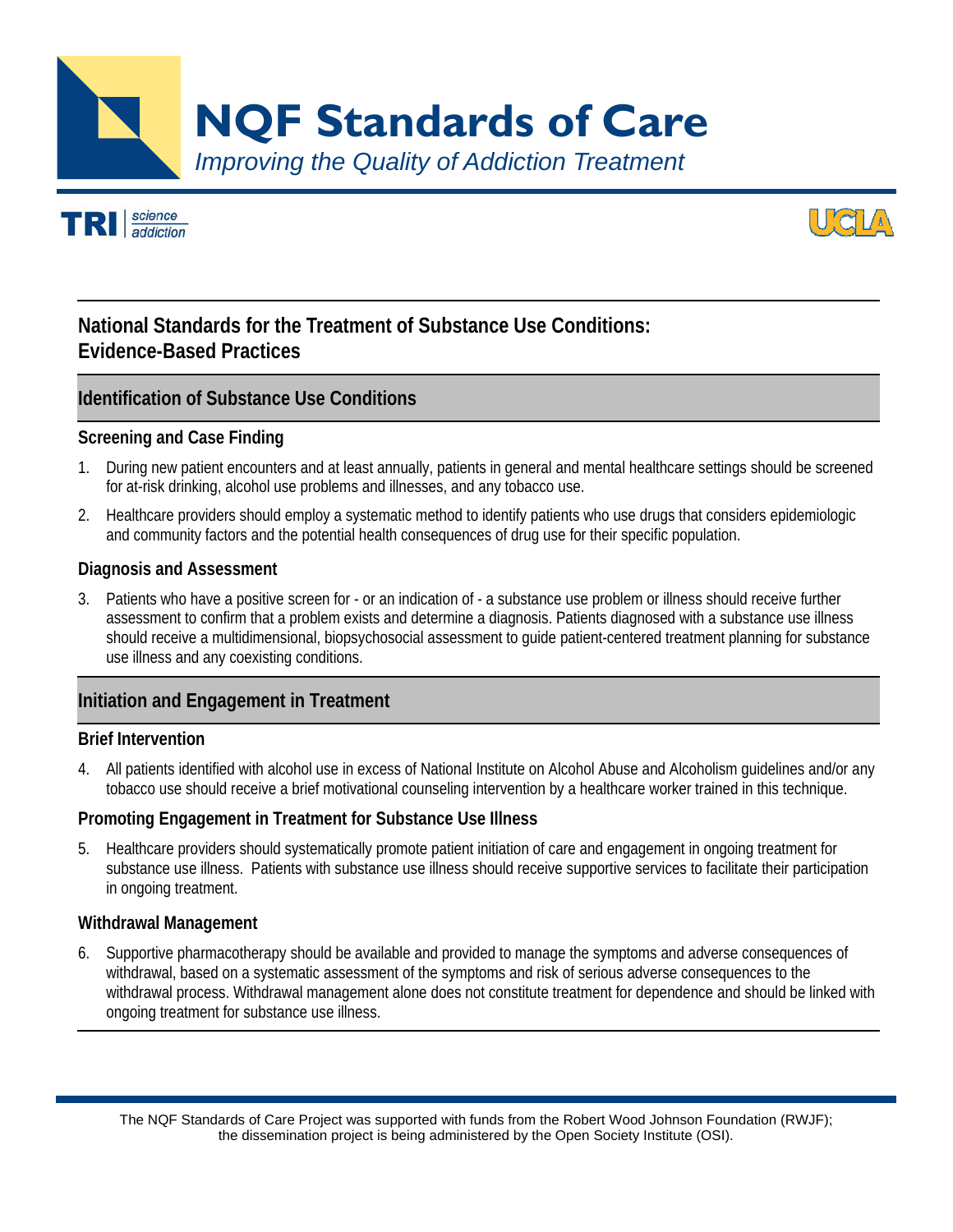# NQF Standards of Care

*Improving the Quality of Addiction Treatment*

TRI | science addiction

UCLA

## National Standards for the Treatment of Substance Use Conditions: Evidence-Based Practices

## Identification of Substance Use Conditions

### Screening and Case Finding

1. During new patient encounters and at least annually, patients in general and mental healthcare settings should be screened for at-risk drinking, alcohol use problems and illnesses, and any tobacco use.
2. Healthcare providers should employ a systematic method to identify patients who use drugs that considers epidemiologic and community factors and the potential health consequences of drug use for their specific population.

### Diagnosis and Assessment

3. Patients who have a positive screen for - or an indication of - a substance use problem or illness should receive further assessment to confirm that a problem exists and determine a diagnosis. Patients diagnosed with a substance use illness should receive a multidimensional, biopsychosocial assessment to guide patient-centered treatment planning for substance use illness and any coexisting conditions.

## Initiation and Engagement in Treatment

### Brief Intervention

4. All patients identified with alcohol use in excess of National Institute on Alcohol Abuse and Alcoholism guidelines and/or any tobacco use should receive a brief motivational counseling intervention by a healthcare worker trained in this technique.

### Promoting Engagement in Treatment for Substance Use Illness

5. Healthcare providers should systematically promote patient initiation of care and engagement in ongoing treatment for substance use illness. Patients with substance use illness should receive supportive services to facilitate their participation in ongoing treatment.

### Withdrawal Management

6. Supportive pharmacotherapy should be available and provided to manage the symptoms and adverse consequences of withdrawal, based on a systematic assessment of the symptoms and risk of serious adverse consequences to the withdrawal process. Withdrawal management alone does not constitute treatment for dependence and should be linked with ongoing treatment for substance use illness.

The NQF Standards of Care Project was supported with funds from the Robert Wood Johnson Foundation (RWJF); the dissemination project is being administered by the Open Society Institute (OSI).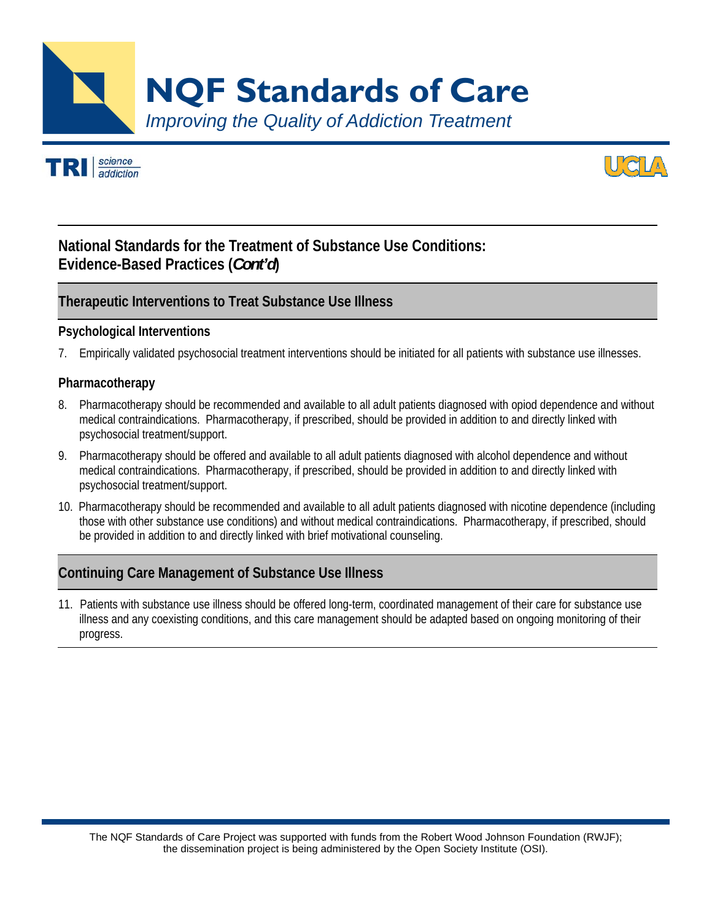# NQF Standards of Care

*Improving the Quality of Addiction Treatment*

TRI | science addiction

UCLA

## National Standards for the Treatment of Substance Use Conditions: Evidence-Based Practices (*Cont'd*)

### Therapeutic Interventions to Treat Substance Use Illness

#### Psychological Interventions

7. Empirically validated psychosocial treatment interventions should be initiated for all patients with substance use illnesses.

#### Pharmacotherapy

8. Pharmacotherapy should be recommended and available to all adult patients diagnosed with opiod dependence and without medical contraindications. Pharmacotherapy, if prescribed, should be provided in addition to and directly linked with psychosocial treatment/support.
9. Pharmacotherapy should be offered and available to all adult patients diagnosed with alcohol dependence and without medical contraindications. Pharmacotherapy, if prescribed, should be provided in addition to and directly linked with psychosocial treatment/support.
10. Pharmacotherapy should be recommended and available to all adult patients diagnosed with nicotine dependence (including those with other substance use conditions) and without medical contraindications. Pharmacotherapy, if prescribed, should be provided in addition to and directly linked with brief motivational counseling.

### Continuing Care Management of Substance Use Illness

11. Patients with substance use illness should be offered long-term, coordinated management of their care for substance use illness and any coexisting conditions, and this care management should be adapted based on ongoing monitoring of their progress.

The NQF Standards of Care Project was supported with funds from the Robert Wood Johnson Foundation (RWJF); the dissemination project is being administered by the Open Society Institute (OSI).